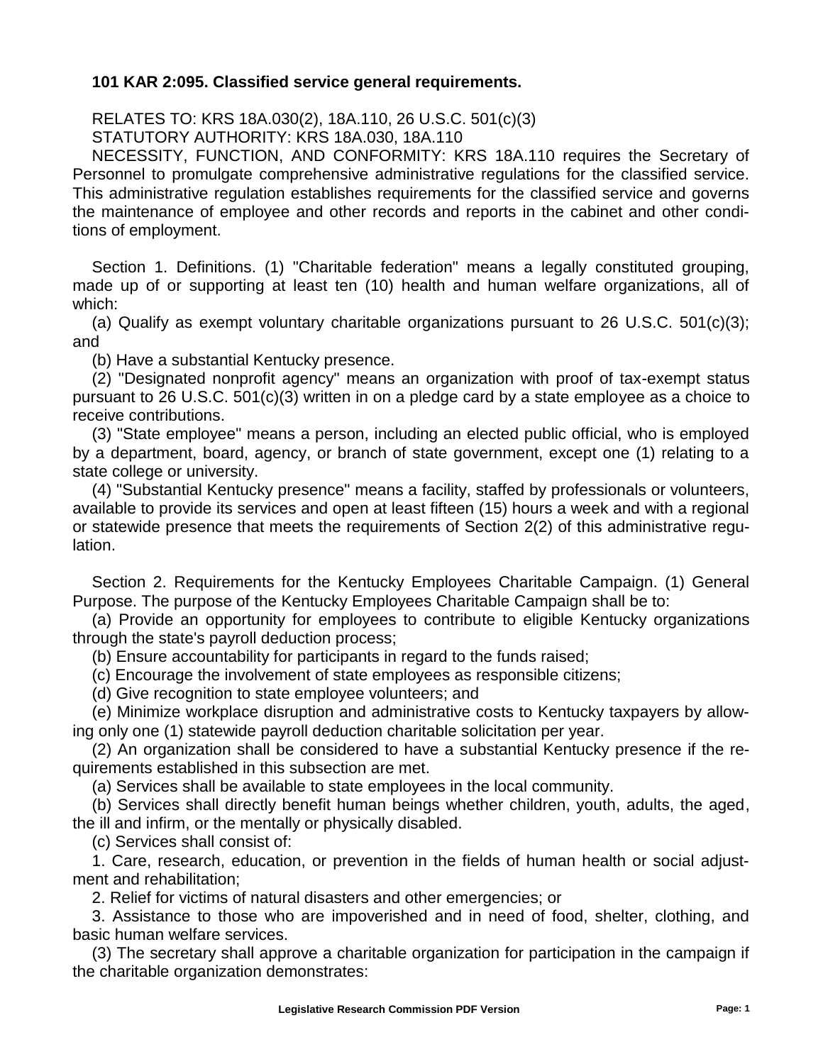**101 KAR 2:095. Classified service general requirements.**

RELATES TO: KRS 18A.030(2), 18A.110, 26 U.S.C. 501(c)(3)
STATUTORY AUTHORITY: KRS 18A.030, 18A.110
NECESSITY, FUNCTION, AND CONFORMITY: KRS 18A.110 requires the Secretary of Personnel to promulgate comprehensive administrative regulations for the classified service. This administrative regulation establishes requirements for the classified service and governs the maintenance of employee and other records and reports in the cabinet and other conditions of employment.

Section 1. Definitions. (1) "Charitable federation" means a legally constituted grouping, made up of or supporting at least ten (10) health and human welfare organizations, all of which:

(a) Qualify as exempt voluntary charitable organizations pursuant to 26 U.S.C. 501(c)(3); and

(b) Have a substantial Kentucky presence.

(2) "Designated nonprofit agency" means an organization with proof of tax-exempt status pursuant to 26 U.S.C. 501(c)(3) written in on a pledge card by a state employee as a choice to receive contributions.

(3) "State employee" means a person, including an elected public official, who is employed by a department, board, agency, or branch of state government, except one (1) relating to a state college or university.

(4) "Substantial Kentucky presence" means a facility, staffed by professionals or volunteers, available to provide its services and open at least fifteen (15) hours a week and with a regional or statewide presence that meets the requirements of Section 2(2) of this administrative regulation.

Section 2. Requirements for the Kentucky Employees Charitable Campaign. (1) General Purpose. The purpose of the Kentucky Employees Charitable Campaign shall be to:

(a) Provide an opportunity for employees to contribute to eligible Kentucky organizations through the state's payroll deduction process;

(b) Ensure accountability for participants in regard to the funds raised;

(c) Encourage the involvement of state employees as responsible citizens;

(d) Give recognition to state employee volunteers; and

(e) Minimize workplace disruption and administrative costs to Kentucky taxpayers by allowing only one (1) statewide payroll deduction charitable solicitation per year.

(2) An organization shall be considered to have a substantial Kentucky presence if the requirements established in this subsection are met.

(a) Services shall be available to state employees in the local community.

(b) Services shall directly benefit human beings whether children, youth, adults, the aged, the ill and infirm, or the mentally or physically disabled.

(c) Services shall consist of:

1. Care, research, education, or prevention in the fields of human health or social adjustment and rehabilitation;

2. Relief for victims of natural disasters and other emergencies; or

3. Assistance to those who are impoverished and in need of food, shelter, clothing, and basic human welfare services.

(3) The secretary shall approve a charitable organization for participation in the campaign if the charitable organization demonstrates: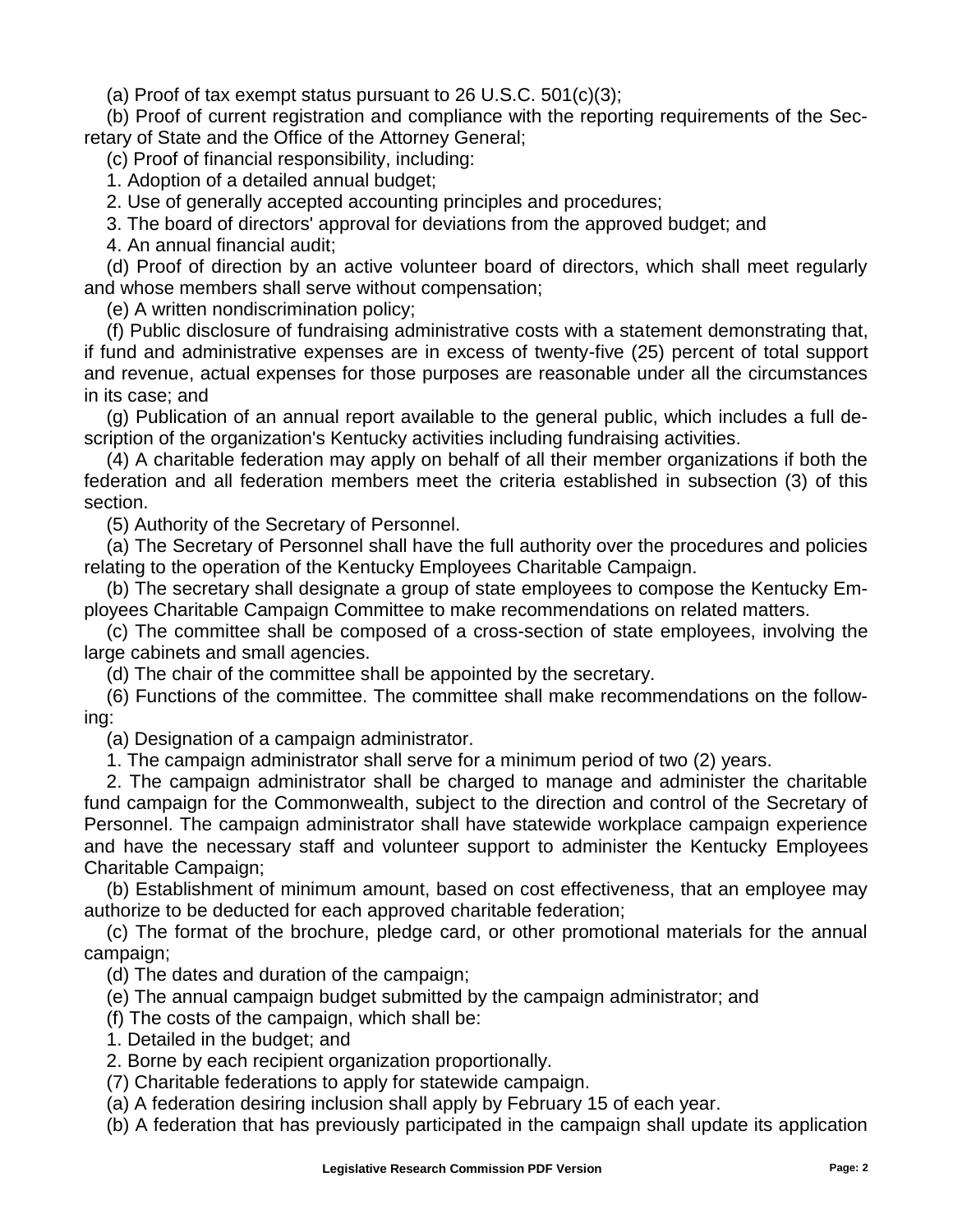(a) Proof of tax exempt status pursuant to 26 U.S.C. 501(c)(3);

(b) Proof of current registration and compliance with the reporting requirements of the Secretary of State and the Office of the Attorney General;

(c) Proof of financial responsibility, including:

1. Adoption of a detailed annual budget;

2. Use of generally accepted accounting principles and procedures;

3. The board of directors' approval for deviations from the approved budget; and

4. An annual financial audit;

(d) Proof of direction by an active volunteer board of directors, which shall meet regularly and whose members shall serve without compensation;

(e) A written nondiscrimination policy;

(f) Public disclosure of fundraising administrative costs with a statement demonstrating that, if fund and administrative expenses are in excess of twenty-five (25) percent of total support and revenue, actual expenses for those purposes are reasonable under all the circumstances in its case; and

(g) Publication of an annual report available to the general public, which includes a full description of the organization's Kentucky activities including fundraising activities.

(4) A charitable federation may apply on behalf of all their member organizations if both the federation and all federation members meet the criteria established in subsection (3) of this section.

(5) Authority of the Secretary of Personnel.

(a) The Secretary of Personnel shall have the full authority over the procedures and policies relating to the operation of the Kentucky Employees Charitable Campaign.

(b) The secretary shall designate a group of state employees to compose the Kentucky Employees Charitable Campaign Committee to make recommendations on related matters.

(c) The committee shall be composed of a cross-section of state employees, involving the large cabinets and small agencies.

(d) The chair of the committee shall be appointed by the secretary.

(6) Functions of the committee. The committee shall make recommendations on the following:

(a) Designation of a campaign administrator.

1. The campaign administrator shall serve for a minimum period of two (2) years.

2. The campaign administrator shall be charged to manage and administer the charitable fund campaign for the Commonwealth, subject to the direction and control of the Secretary of Personnel. The campaign administrator shall have statewide workplace campaign experience and have the necessary staff and volunteer support to administer the Kentucky Employees Charitable Campaign;

(b) Establishment of minimum amount, based on cost effectiveness, that an employee may authorize to be deducted for each approved charitable federation;

(c) The format of the brochure, pledge card, or other promotional materials for the annual campaign;

(d) The dates and duration of the campaign;

(e) The annual campaign budget submitted by the campaign administrator; and

(f) The costs of the campaign, which shall be:

1. Detailed in the budget; and

2. Borne by each recipient organization proportionally.

(7) Charitable federations to apply for statewide campaign.

(a) A federation desiring inclusion shall apply by February 15 of each year.

(b) A federation that has previously participated in the campaign shall update its application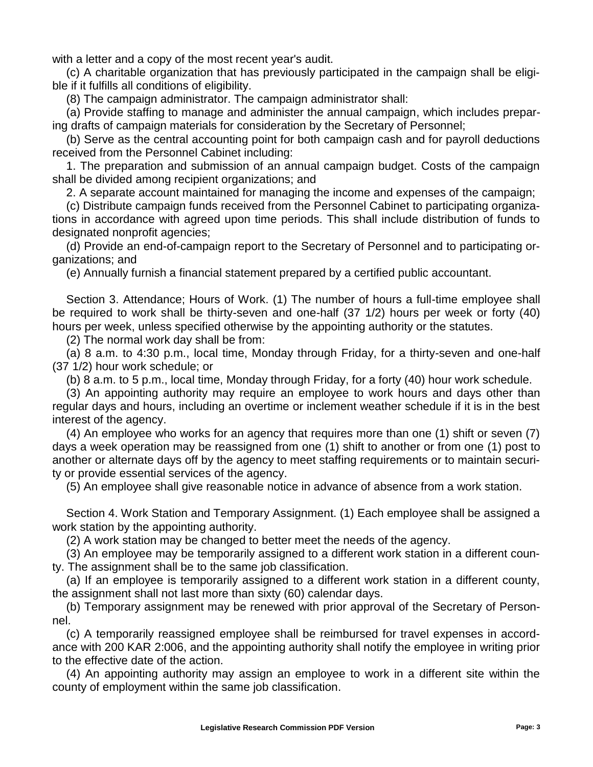with a letter and a copy of the most recent year's audit.

(c) A charitable organization that has previously participated in the campaign shall be eligible if it fulfills all conditions of eligibility.

(8) The campaign administrator. The campaign administrator shall:

(a) Provide staffing to manage and administer the annual campaign, which includes preparing drafts of campaign materials for consideration by the Secretary of Personnel;

(b) Serve as the central accounting point for both campaign cash and for payroll deductions received from the Personnel Cabinet including:

1. The preparation and submission of an annual campaign budget. Costs of the campaign shall be divided among recipient organizations; and

2. A separate account maintained for managing the income and expenses of the campaign;

(c) Distribute campaign funds received from the Personnel Cabinet to participating organizations in accordance with agreed upon time periods. This shall include distribution of funds to designated nonprofit agencies;

(d) Provide an end-of-campaign report to the Secretary of Personnel and to participating organizations; and

(e) Annually furnish a financial statement prepared by a certified public accountant.

Section 3. Attendance; Hours of Work. (1) The number of hours a full-time employee shall be required to work shall be thirty-seven and one-half (37 1/2) hours per week or forty (40) hours per week, unless specified otherwise by the appointing authority or the statutes.

(2) The normal work day shall be from:

(a) 8 a.m. to 4:30 p.m., local time, Monday through Friday, for a thirty-seven and one-half (37 1/2) hour work schedule; or

(b) 8 a.m. to 5 p.m., local time, Monday through Friday, for a forty (40) hour work schedule.

(3) An appointing authority may require an employee to work hours and days other than regular days and hours, including an overtime or inclement weather schedule if it is in the best interest of the agency.

(4) An employee who works for an agency that requires more than one (1) shift or seven (7) days a week operation may be reassigned from one (1) shift to another or from one (1) post to another or alternate days off by the agency to meet staffing requirements or to maintain security or provide essential services of the agency.

(5) An employee shall give reasonable notice in advance of absence from a work station.

Section 4. Work Station and Temporary Assignment. (1) Each employee shall be assigned a work station by the appointing authority.

(2) A work station may be changed to better meet the needs of the agency.

(3) An employee may be temporarily assigned to a different work station in a different county. The assignment shall be to the same job classification.

(a) If an employee is temporarily assigned to a different work station in a different county, the assignment shall not last more than sixty (60) calendar days.

(b) Temporary assignment may be renewed with prior approval of the Secretary of Personnel.

(c) A temporarily reassigned employee shall be reimbursed for travel expenses in accordance with 200 KAR 2:006, and the appointing authority shall notify the employee in writing prior to the effective date of the action.

(4) An appointing authority may assign an employee to work in a different site within the county of employment within the same job classification.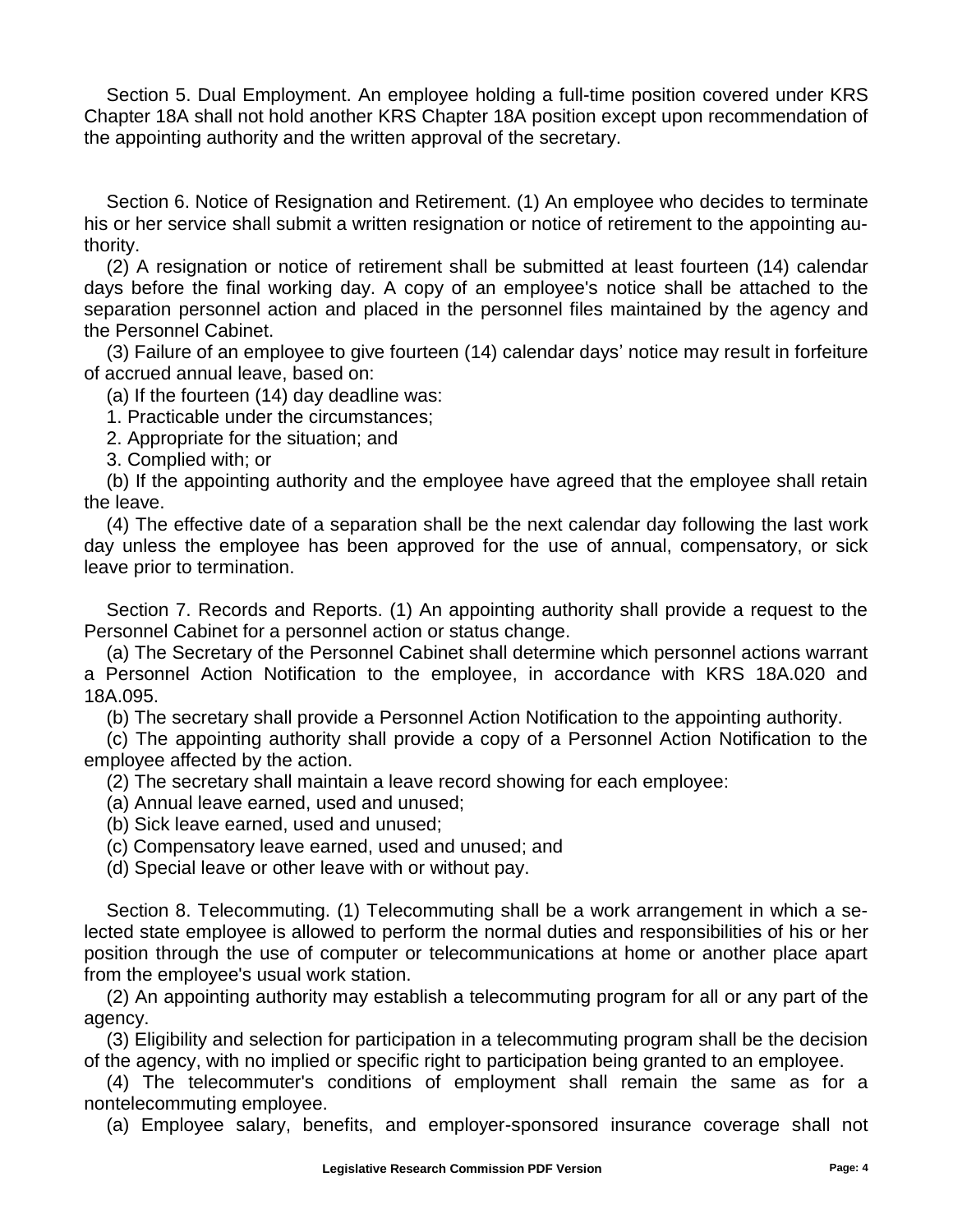Section 5. Dual Employment. An employee holding a full-time position covered under KRS Chapter 18A shall not hold another KRS Chapter 18A position except upon recommendation of the appointing authority and the written approval of the secretary.

Section 6. Notice of Resignation and Retirement. (1) An employee who decides to terminate his or her service shall submit a written resignation or notice of retirement to the appointing authority.

(2) A resignation or notice of retirement shall be submitted at least fourteen (14) calendar days before the final working day. A copy of an employee's notice shall be attached to the separation personnel action and placed in the personnel files maintained by the agency and the Personnel Cabinet.

(3) Failure of an employee to give fourteen (14) calendar days' notice may result in forfeiture of accrued annual leave, based on:

(a) If the fourteen (14) day deadline was:

1. Practicable under the circumstances;

2. Appropriate for the situation; and

3. Complied with; or

(b) If the appointing authority and the employee have agreed that the employee shall retain the leave.

(4) The effective date of a separation shall be the next calendar day following the last work day unless the employee has been approved for the use of annual, compensatory, or sick leave prior to termination.

Section 7. Records and Reports. (1) An appointing authority shall provide a request to the Personnel Cabinet for a personnel action or status change.

(a) The Secretary of the Personnel Cabinet shall determine which personnel actions warrant a Personnel Action Notification to the employee, in accordance with KRS 18A.020 and 18A.095.

(b) The secretary shall provide a Personnel Action Notification to the appointing authority.

(c) The appointing authority shall provide a copy of a Personnel Action Notification to the employee affected by the action.

(2) The secretary shall maintain a leave record showing for each employee:

(a) Annual leave earned, used and unused;

(b) Sick leave earned, used and unused;

(c) Compensatory leave earned, used and unused; and

(d) Special leave or other leave with or without pay.

Section 8. Telecommuting. (1) Telecommuting shall be a work arrangement in which a selected state employee is allowed to perform the normal duties and responsibilities of his or her position through the use of computer or telecommunications at home or another place apart from the employee's usual work station.

(2) An appointing authority may establish a telecommuting program for all or any part of the agency.

(3) Eligibility and selection for participation in a telecommuting program shall be the decision of the agency, with no implied or specific right to participation being granted to an employee.

(4) The telecommuter's conditions of employment shall remain the same as for a nontelecommuting employee.

(a) Employee salary, benefits, and employer-sponsored insurance coverage shall not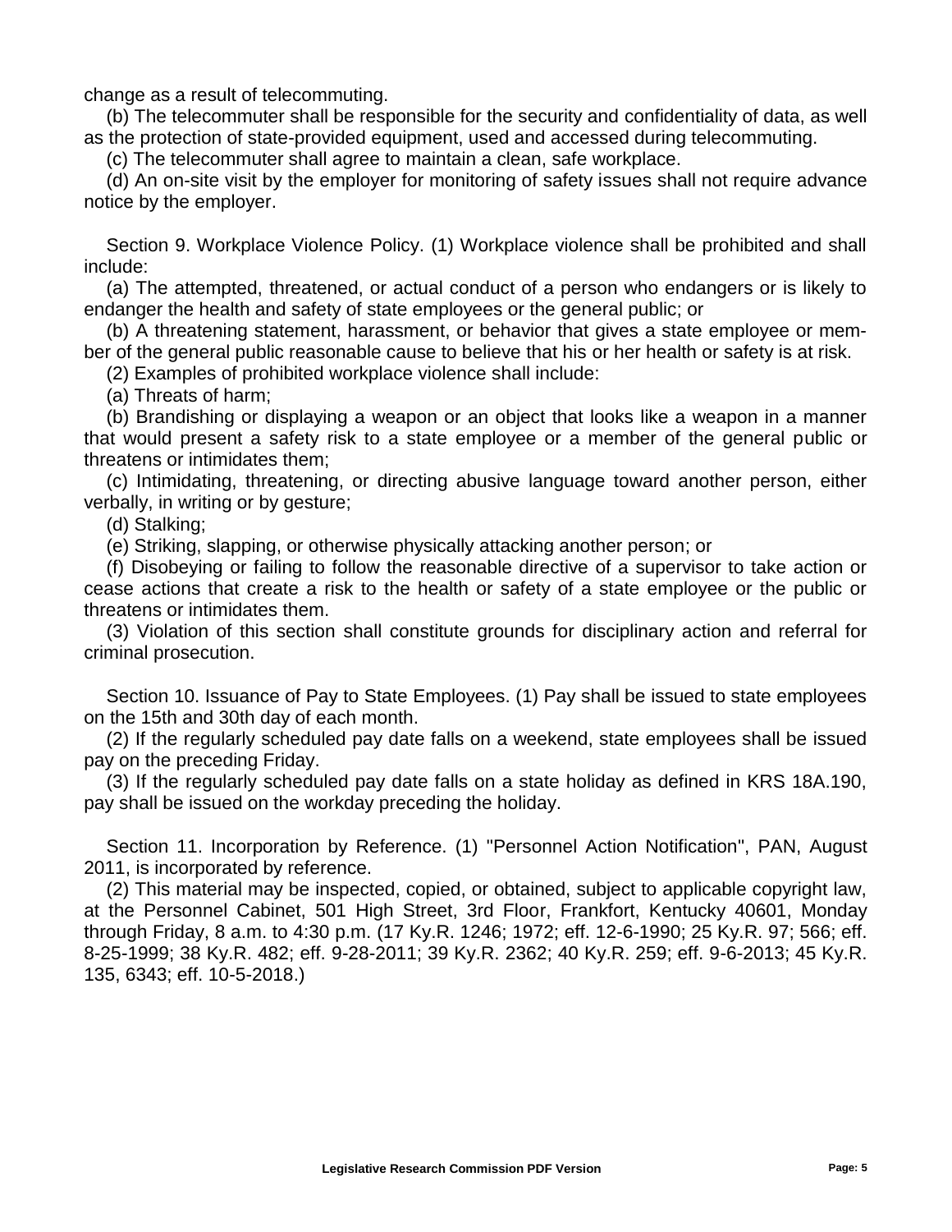change as a result of telecommuting.

(b) The telecommuter shall be responsible for the security and confidentiality of data, as well as the protection of state-provided equipment, used and accessed during telecommuting.

(c) The telecommuter shall agree to maintain a clean, safe workplace.

(d) An on-site visit by the employer for monitoring of safety issues shall not require advance notice by the employer.

Section 9. Workplace Violence Policy. (1) Workplace violence shall be prohibited and shall include:

(a) The attempted, threatened, or actual conduct of a person who endangers or is likely to endanger the health and safety of state employees or the general public; or

(b) A threatening statement, harassment, or behavior that gives a state employee or member of the general public reasonable cause to believe that his or her health or safety is at risk.

(2) Examples of prohibited workplace violence shall include:

(a) Threats of harm;

(b) Brandishing or displaying a weapon or an object that looks like a weapon in a manner that would present a safety risk to a state employee or a member of the general public or threatens or intimidates them;

(c) Intimidating, threatening, or directing abusive language toward another person, either verbally, in writing or by gesture;

(d) Stalking;

(e) Striking, slapping, or otherwise physically attacking another person; or

(f) Disobeying or failing to follow the reasonable directive of a supervisor to take action or cease actions that create a risk to the health or safety of a state employee or the public or threatens or intimidates them.

(3) Violation of this section shall constitute grounds for disciplinary action and referral for criminal prosecution.

Section 10. Issuance of Pay to State Employees. (1) Pay shall be issued to state employees on the 15th and 30th day of each month.

(2) If the regularly scheduled pay date falls on a weekend, state employees shall be issued pay on the preceding Friday.

(3) If the regularly scheduled pay date falls on a state holiday as defined in KRS 18A.190, pay shall be issued on the workday preceding the holiday.

Section 11. Incorporation by Reference. (1) "Personnel Action Notification", PAN, August 2011, is incorporated by reference.

(2) This material may be inspected, copied, or obtained, subject to applicable copyright law, at the Personnel Cabinet, 501 High Street, 3rd Floor, Frankfort, Kentucky 40601, Monday through Friday, 8 a.m. to 4:30 p.m. (17 Ky.R. 1246; 1972; eff. 12-6-1990; 25 Ky.R. 97; 566; eff. 8-25-1999; 38 Ky.R. 482; eff. 9-28-2011; 39 Ky.R. 2362; 40 Ky.R. 259; eff. 9-6-2013; 45 Ky.R. 135, 6343; eff. 10-5-2018.)